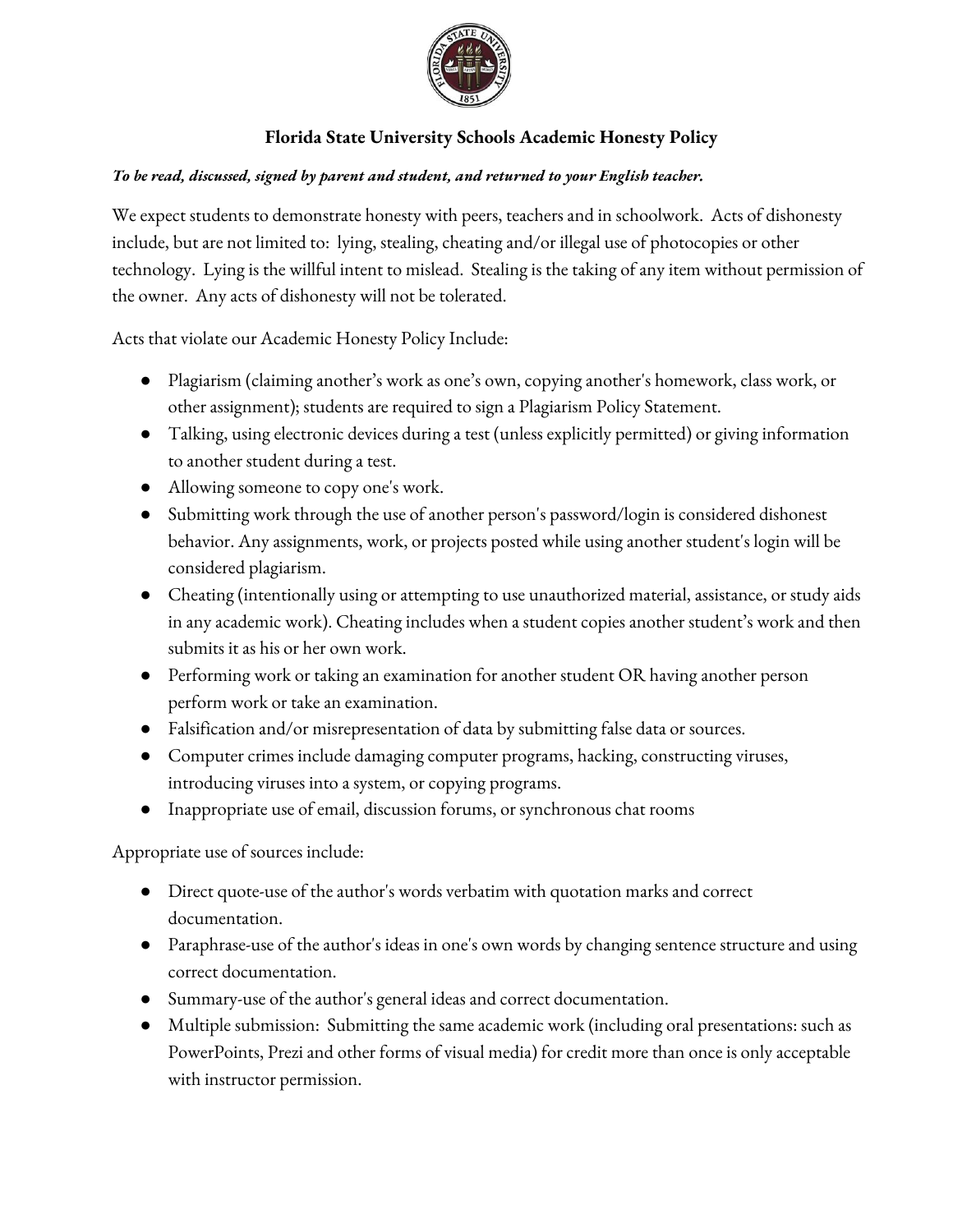# Florida State University Schools Academic Honesty Policy

***To be read, discussed, signed by parent and student, and returned to your English teacher.***

We expect students to demonstrate honesty with peers, teachers and in schoolwork. Acts of dishonesty include, but are not limited to: lying, stealing, cheating and/or illegal use of photocopies or other technology. Lying is the willful intent to mislead. Stealing is the taking of any item without permission of the owner. Any acts of dishonesty will not be tolerated.

Acts that violate our Academic Honesty Policy Include:

- Plagiarism (claiming another's work as one's own, copying another's homework, class work, or other assignment); students are required to sign a Plagiarism Policy Statement.
- Talking, using electronic devices during a test (unless explicitly permitted) or giving information to another student during a test.
- Allowing someone to copy one's work.
- Submitting work through the use of another person's password/login is considered dishonest behavior. Any assignments, work, or projects posted while using another student's login will be considered plagiarism.
- Cheating (intentionally using or attempting to use unauthorized material, assistance, or study aids in any academic work). Cheating includes when a student copies another student's work and then submits it as his or her own work.
- Performing work or taking an examination for another student OR having another person perform work or take an examination.
- Falsification and/or misrepresentation of data by submitting false data or sources.
- Computer crimes include damaging computer programs, hacking, constructing viruses, introducing viruses into a system, or copying programs.
- Inappropriate use of email, discussion forums, or synchronous chat rooms

Appropriate use of sources include:

- Direct quote-use of the author's words verbatim with quotation marks and correct documentation.
- Paraphrase-use of the author's ideas in one's own words by changing sentence structure and using correct documentation.
- Summary-use of the author's general ideas and correct documentation.
- Multiple submission: Submitting the same academic work (including oral presentations: such as PowerPoints, Prezi and other forms of visual media) for credit more than once is only acceptable with instructor permission.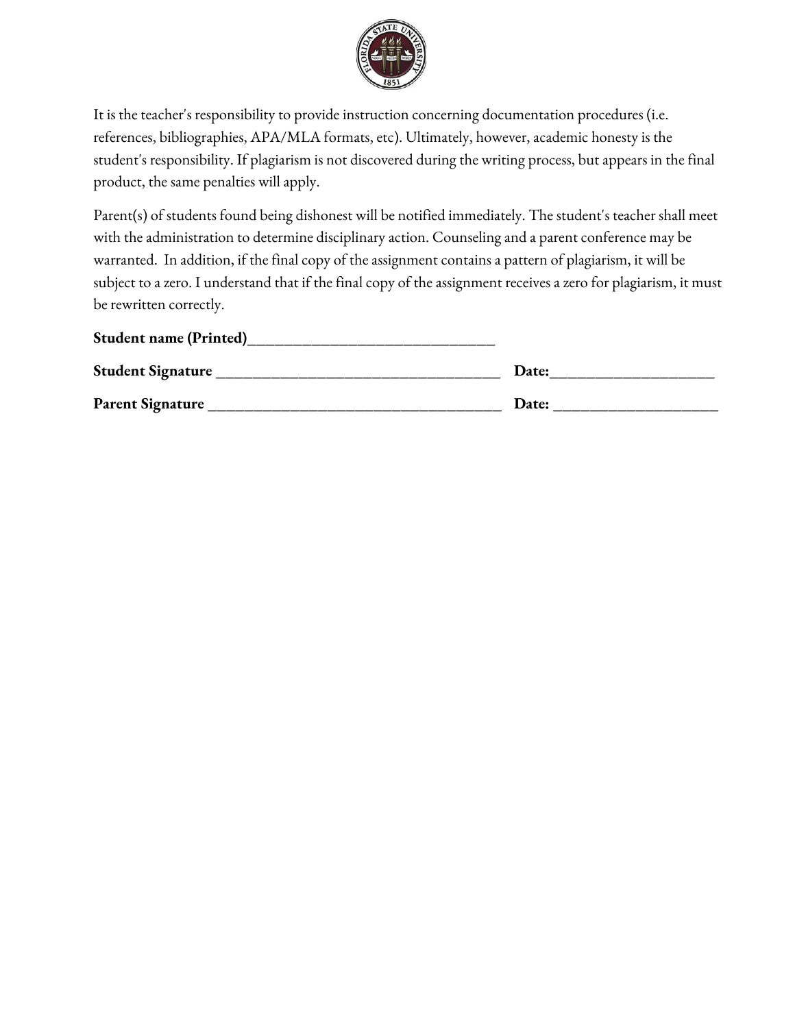It is the teacher's responsibility to provide instruction concerning documentation procedures (i.e. references, bibliographies, APA/MLA formats, etc). Ultimately, however, academic honesty is the student's responsibility. If plagiarism is not discovered during the writing process, but appears in the final product, the same penalties will apply.

Parent(s) of students found being dishonest will be notified immediately. The student's teacher shall meet with the administration to determine disciplinary action. Counseling and a parent conference may be warranted. In addition, if the final copy of the assignment contains a pattern of plagiarism, it will be subject to a zero. I understand that if the final copy of the assignment receives a zero for plagiarism, it must be rewritten correctly.

**Student name (Printed)**________________________________

**Student Signature** ____________________________________ **Date:**_____________________

**Parent Signature** _____________________________________ **Date:** _____________________